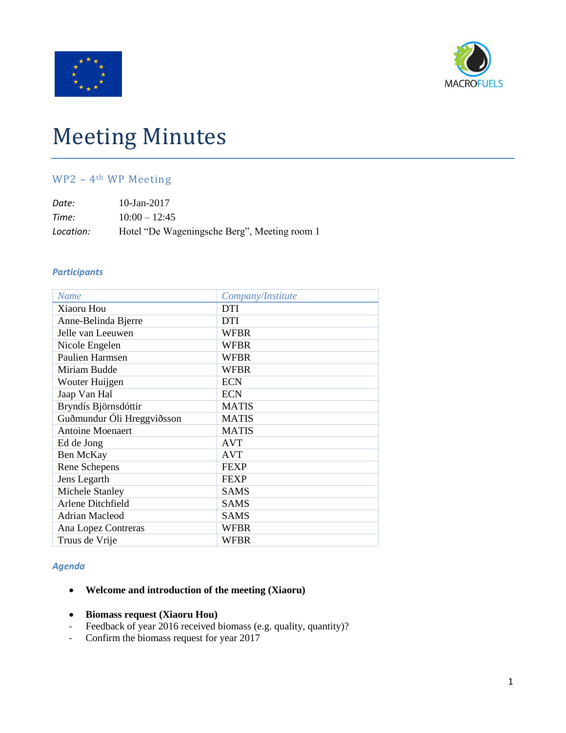# Meeting Minutes

## WP2 – 4th WP Meeting

*Date:* 10-Jan-2017
*Time:* 10:00 – 12:45
*Location:* Hotel "De Wageningsche Berg", Meeting room 1

### *Participants*

| *Name* | *Company/Institute* |
|---|---|
| Xiaoru Hou | DTI |
| Anne-Belinda Bjerre | DTI |
| Jelle van Leeuwen | WFBR |
| Nicole Engelen | WFBR |
| Paulien Harmsen | WFBR |
| Miriam Budde | WFBR |
| Wouter Huijgen | ECN |
| Jaap Van Hal | ECN |
| Bryndís Björnsdóttir | MATIS |
| Guðmundur Óli Hreggviðsson | MATIS |
| Antoine Moenaert | MATIS |
| Ed de Jong | AVT |
| Ben McKay | AVT |
| Rene Schepens | FEXP |
| Jens Legarth | FEXP |
| Michele Stanley | SAMS |
| Arlene Ditchfield | SAMS |
| Adrian Macleod | SAMS |
| Ana Lopez Contreras | WFBR |
| Truus de Vrije | WFBR |

### *Agenda*

- **Welcome and introduction of the meeting (Xiaoru)**

- **Biomass request (Xiaoru Hou)**
  - Feedback of year 2016 received biomass (e.g. quality, quantity)?
  - Confirm the biomass request for year 2017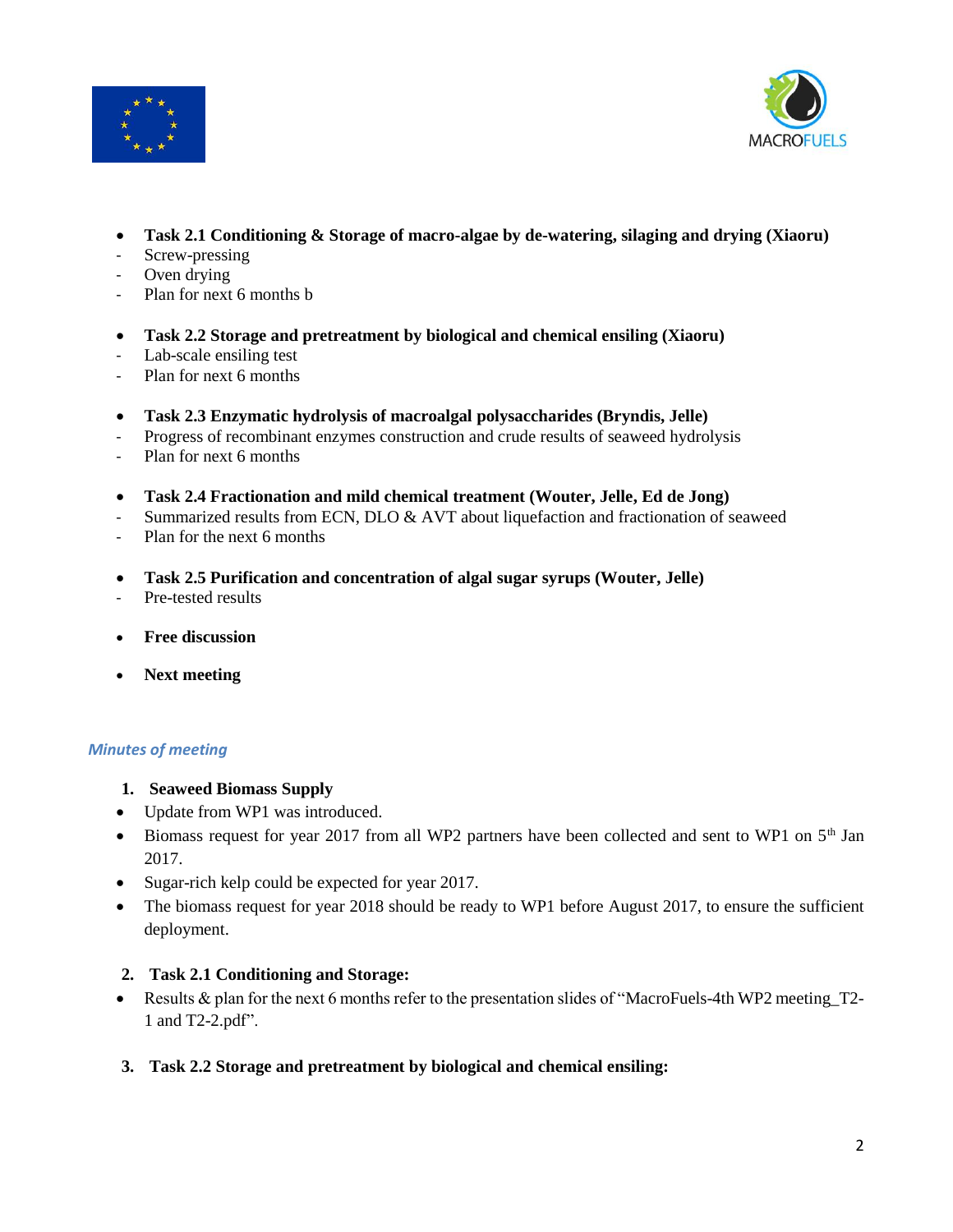- **Task 2.1 Conditioning & Storage of macro-algae by de-watering, silaging and drying (Xiaoru)**
  - Screw-pressing
  - Oven drying
  - Plan for next 6 months b

- **Task 2.2 Storage and pretreatment by biological and chemical ensiling (Xiaoru)**
  - Lab-scale ensiling test
  - Plan for next 6 months

- **Task 2.3 Enzymatic hydrolysis of macroalgal polysaccharides (Bryndis, Jelle)**
  - Progress of recombinant enzymes construction and crude results of seaweed hydrolysis
  - Plan for next 6 months

- **Task 2.4 Fractionation and mild chemical treatment (Wouter, Jelle, Ed de Jong)**
  - Summarized results from ECN, DLO & AVT about liquefaction and fractionation of seaweed
  - Plan for the next 6 months

- **Task 2.5 Purification and concentration of algal sugar syrups (Wouter, Jelle)**
  - Pre-tested results

- **Free discussion**

- **Next meeting**

## *Minutes of meeting*

### 1. Seaweed Biomass Supply

- Update from WP1 was introduced.
- Biomass request for year 2017 from all WP2 partners have been collected and sent to WP1 on 5th Jan 2017.
- Sugar-rich kelp could be expected for year 2017.
- The biomass request for year 2018 should be ready to WP1 before August 2017, to ensure the sufficient deployment.

### 2. Task 2.1 Conditioning and Storage:

- Results & plan for the next 6 months refer to the presentation slides of "MacroFuels-4th WP2 meeting_T2-1 and T2-2.pdf".

### 3. Task 2.2 Storage and pretreatment by biological and chemical ensiling: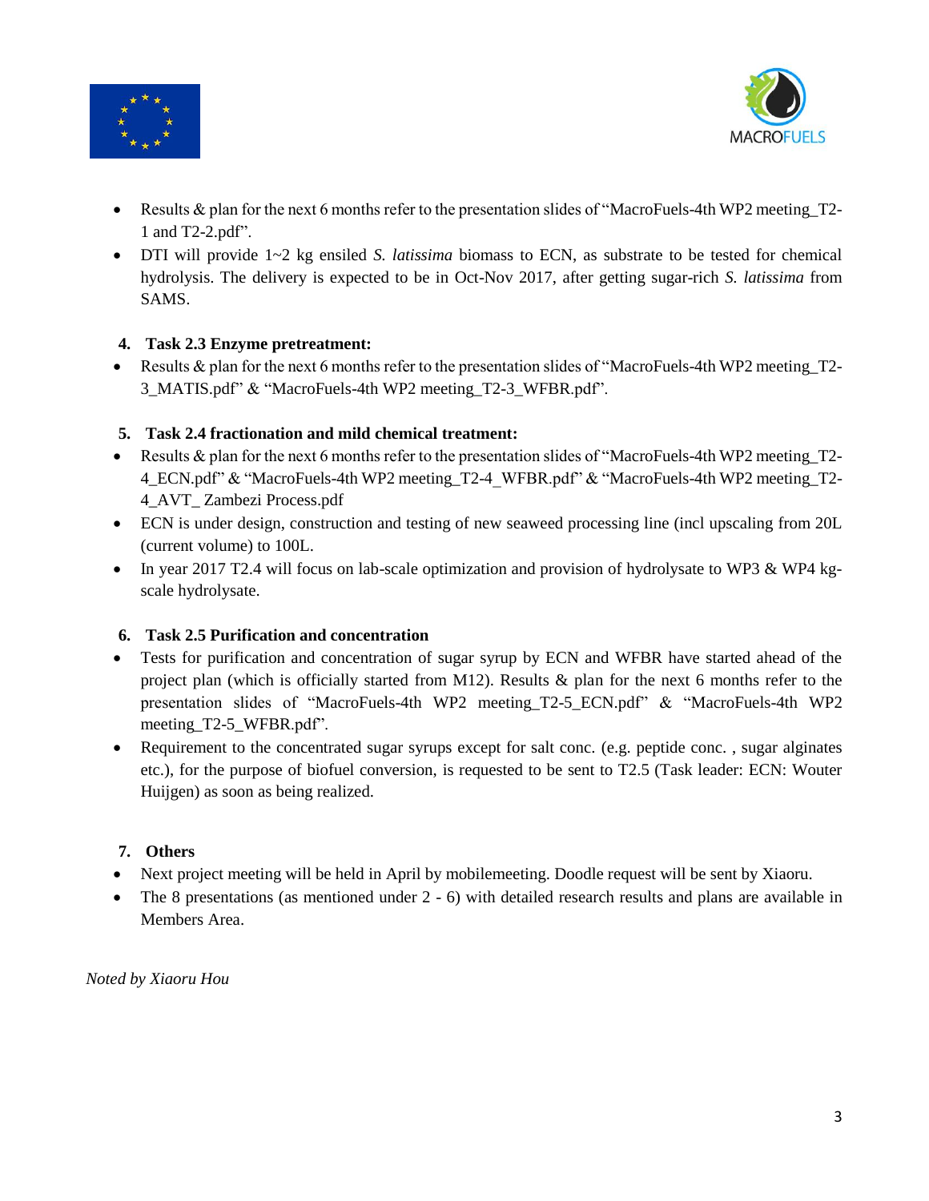- Results & plan for the next 6 months refer to the presentation slides of "MacroFuels-4th WP2 meeting_T2-1 and T2-2.pdf".
- DTI will provide 1~2 kg ensiled *S. latissima* biomass to ECN, as substrate to be tested for chemical hydrolysis. The delivery is expected to be in Oct-Nov 2017, after getting sugar-rich *S. latissima* from SAMS.

4. **Task 2.3 Enzyme pretreatment:**

- Results & plan for the next 6 months refer to the presentation slides of "MacroFuels-4th WP2 meeting_T2-3_MATIS.pdf" & "MacroFuels-4th WP2 meeting_T2-3_WFBR.pdf".

5. **Task 2.4 fractionation and mild chemical treatment:**

- Results & plan for the next 6 months refer to the presentation slides of "MacroFuels-4th WP2 meeting_T2-4_ECN.pdf" & "MacroFuels-4th WP2 meeting_T2-4_WFBR.pdf" & "MacroFuels-4th WP2 meeting_T2-4_AVT_ Zambezi Process.pdf
- ECN is under design, construction and testing of new seaweed processing line (incl upscaling from 20L (current volume) to 100L.
- In year 2017 T2.4 will focus on lab-scale optimization and provision of hydrolysate to WP3 & WP4 kg-scale hydrolysate.

6. **Task 2.5 Purification and concentration**

- Tests for purification and concentration of sugar syrup by ECN and WFBR have started ahead of the project plan (which is officially started from M12). Results & plan for the next 6 months refer to the presentation slides of "MacroFuels-4th WP2 meeting_T2-5_ECN.pdf" & "MacroFuels-4th WP2 meeting_T2-5_WFBR.pdf".
- Requirement to the concentrated sugar syrups except for salt conc. (e.g. peptide conc. , sugar alginates etc.), for the purpose of biofuel conversion, is requested to be sent to T2.5 (Task leader: ECN: Wouter Huijgen) as soon as being realized.

7. **Others**

- Next project meeting will be held in April by mobilemeeting. Doodle request will be sent by Xiaoru.
- The 8 presentations (as mentioned under 2 - 6) with detailed research results and plans are available in Members Area.

*Noted by Xiaoru Hou*